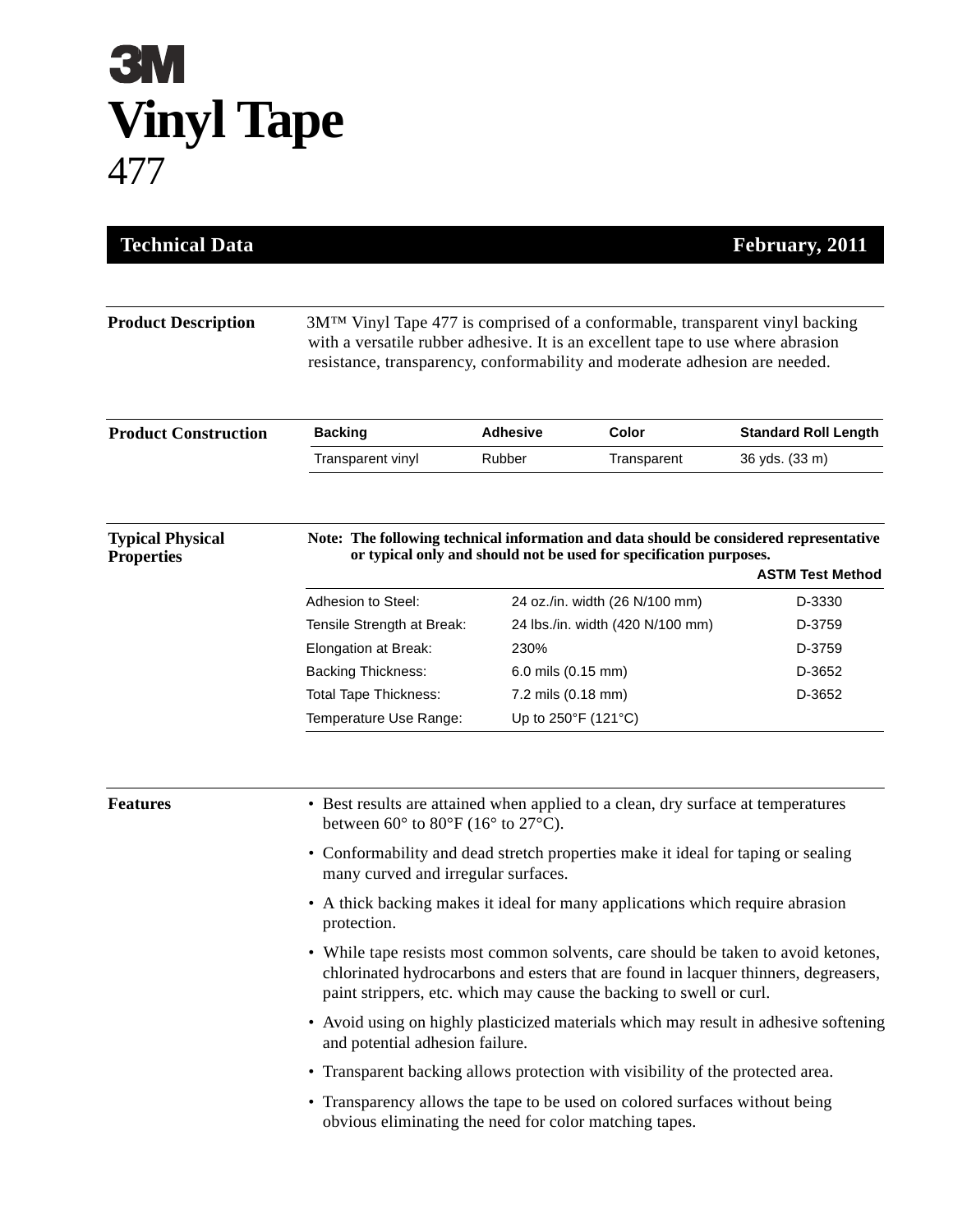3M

# Vinyl Tape
477

**Technical Data** — **February, 2011**

## Product Description

3M™ Vinyl Tape 477 is comprised of a conformable, transparent vinyl backing with a versatile rubber adhesive. It is an excellent tape to use where abrasion resistance, transparency, conformability and moderate adhesion are needed.

## Product Construction

| Backing | Adhesive | Color | Standard Roll Length |
|---|---|---|---|
| Transparent vinyl | Rubber | Transparent | 36 yds. (33 m) |

## Typical Physical Properties

**Note: The following technical information and data should be considered representative or typical only and should not be used for specification purposes.**

| | | ASTM Test Method |
|---|---|---|
| Adhesion to Steel: | 24 oz./in. width (26 N/100 mm) | D-3330 |
| Tensile Strength at Break: | 24 lbs./in. width (420 N/100 mm) | D-3759 |
| Elongation at Break: | 230% | D-3759 |
| Backing Thickness: | 6.0 mils (0.15 mm) | D-3652 |
| Total Tape Thickness: | 7.2 mils (0.18 mm) | D-3652 |
| Temperature Use Range: | Up to 250°F (121°C) | |

## Features

- Best results are attained when applied to a clean, dry surface at temperatures between 60° to 80°F (16° to 27°C).
- Conformability and dead stretch properties make it ideal for taping or sealing many curved and irregular surfaces.
- A thick backing makes it ideal for many applications which require abrasion protection.
- While tape resists most common solvents, care should be taken to avoid ketones, chlorinated hydrocarbons and esters that are found in lacquer thinners, degreasers, paint strippers, etc. which may cause the backing to swell or curl.
- Avoid using on highly plasticized materials which may result in adhesive softening and potential adhesion failure.
- Transparent backing allows protection with visibility of the protected area.
- Transparency allows the tape to be used on colored surfaces without being obvious eliminating the need for color matching tapes.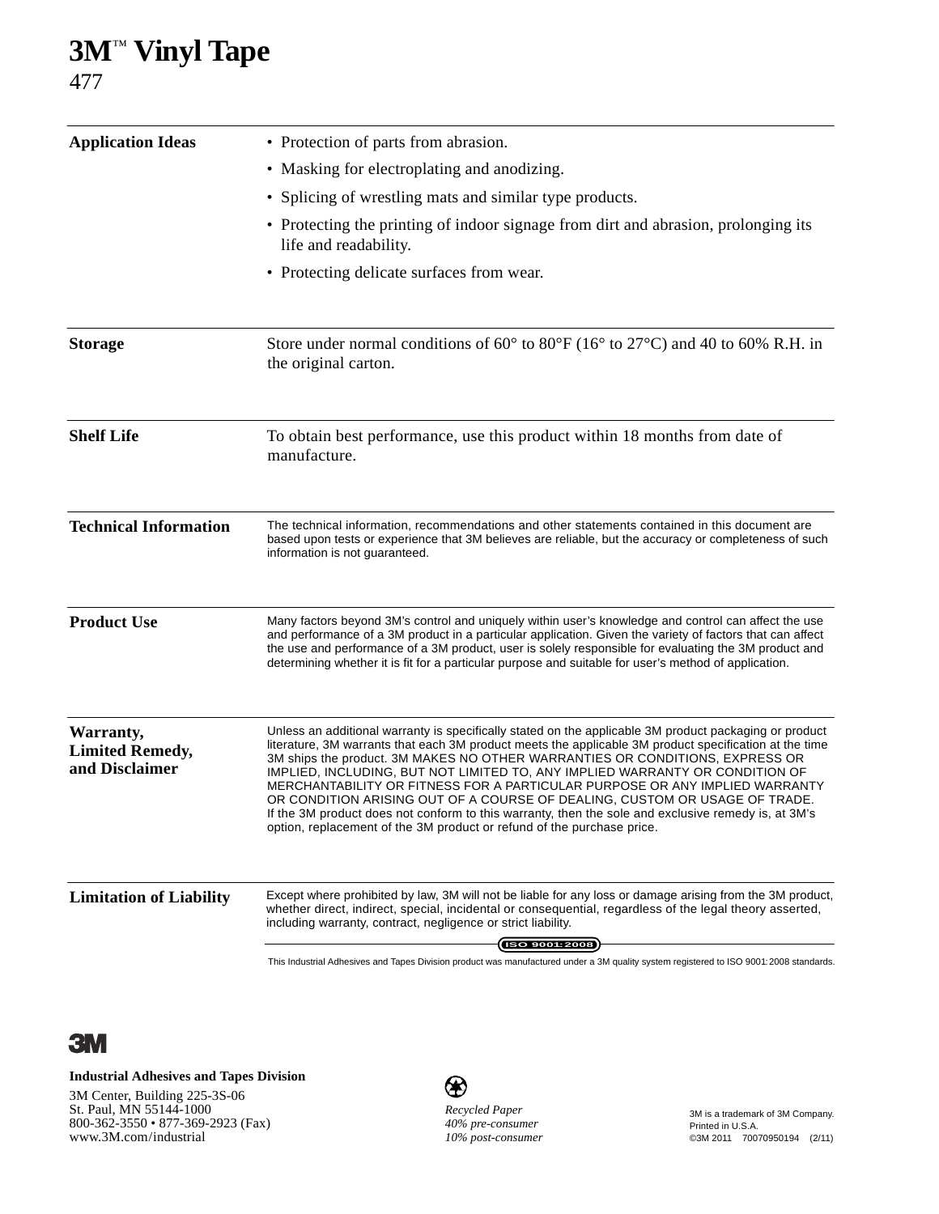# 3M™ Vinyl Tape
477

**Application Ideas**

- Protection of parts from abrasion.
- Masking for electroplating and anodizing.
- Splicing of wrestling mats and similar type products.
- Protecting the printing of indoor signage from dirt and abrasion, prolonging its life and readability.
- Protecting delicate surfaces from wear.

**Storage**

Store under normal conditions of 60° to 80°F (16° to 27°C) and 40 to 60% R.H. in the original carton.

**Shelf Life**

To obtain best performance, use this product within 18 months from date of manufacture.

**Technical Information**

The technical information, recommendations and other statements contained in this document are based upon tests or experience that 3M believes are reliable, but the accuracy or completeness of such information is not guaranteed.

**Product Use**

Many factors beyond 3M's control and uniquely within user's knowledge and control can affect the use and performance of a 3M product in a particular application. Given the variety of factors that can affect the use and performance of a 3M product, user is solely responsible for evaluating the 3M product and determining whether it is fit for a particular purpose and suitable for user's method of application.

**Warranty, Limited Remedy, and Disclaimer**

Unless an additional warranty is specifically stated on the applicable 3M product packaging or product literature, 3M warrants that each 3M product meets the applicable 3M product specification at the time 3M ships the product. 3M MAKES NO OTHER WARRANTIES OR CONDITIONS, EXPRESS OR IMPLIED, INCLUDING, BUT NOT LIMITED TO, ANY IMPLIED WARRANTY OR CONDITION OF MERCHANTABILITY OR FITNESS FOR A PARTICULAR PURPOSE OR ANY IMPLIED WARRANTY OR CONDITION ARISING OUT OF A COURSE OF DEALING, CUSTOM OR USAGE OF TRADE. If the 3M product does not conform to this warranty, then the sole and exclusive remedy is, at 3M's option, replacement of the 3M product or refund of the purchase price.

**Limitation of Liability**

Except where prohibited by law, 3M will not be liable for any loss or damage arising from the 3M product, whether direct, indirect, special, incidental or consequential, regardless of the legal theory asserted, including warranty, contract, negligence or strict liability.

ISO 9001:2008

This Industrial Adhesives and Tapes Division product was manufactured under a 3M quality system registered to ISO 9001:2008 standards.

3M

**Industrial Adhesives and Tapes Division**

3M Center, Building 225-3S-06
St. Paul, MN 55144-1000
800-362-3550 • 877-369-2923 (Fax)
www.3M.com/industrial

*Recycled Paper*
*40% pre-consumer*
*10% post-consumer*

3M is a trademark of 3M Company.
Printed in U.S.A.
©3M 2011 70070950194 (2/11)